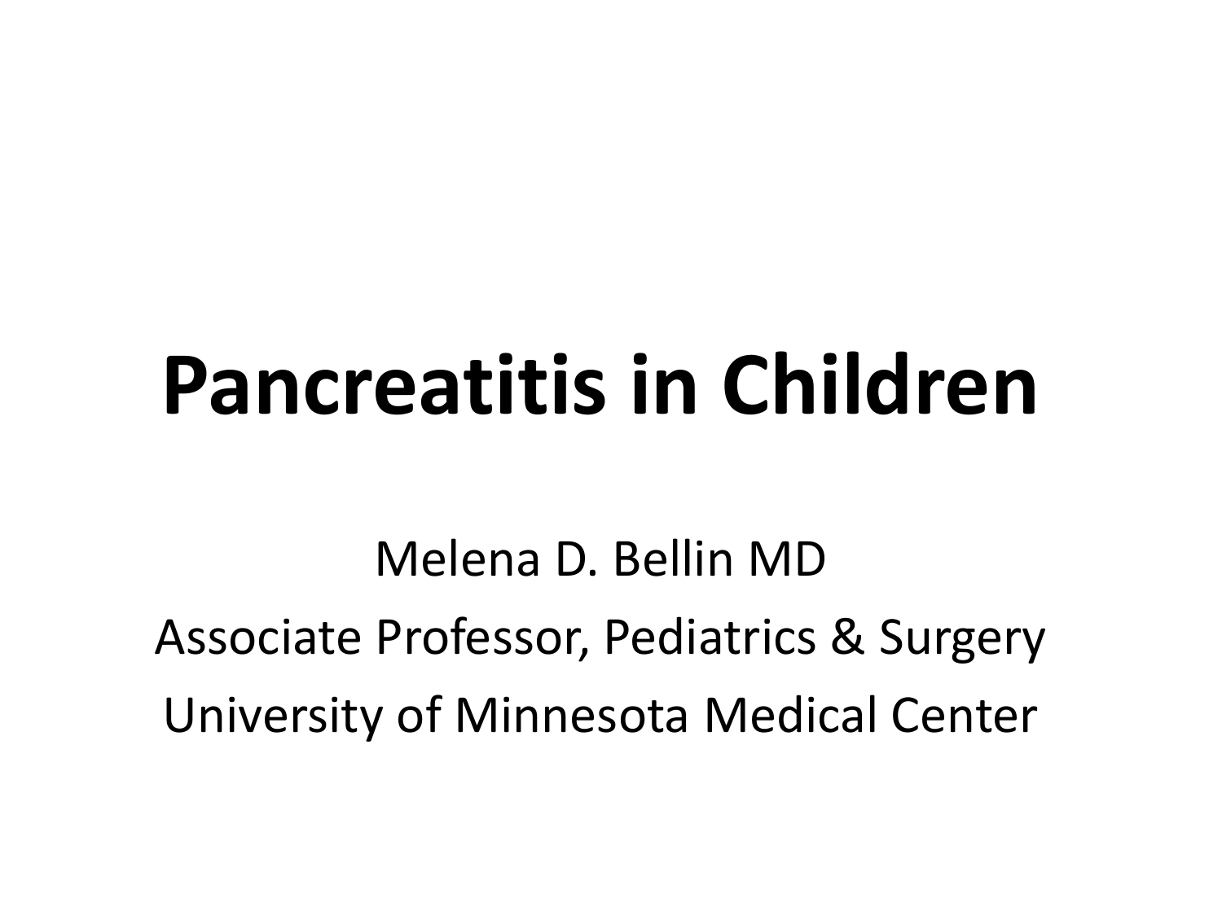# Pancreatitis in Children

Melena D. Bellin MD

Associate Professor, Pediatrics & Surgery

University of Minnesota Medical Center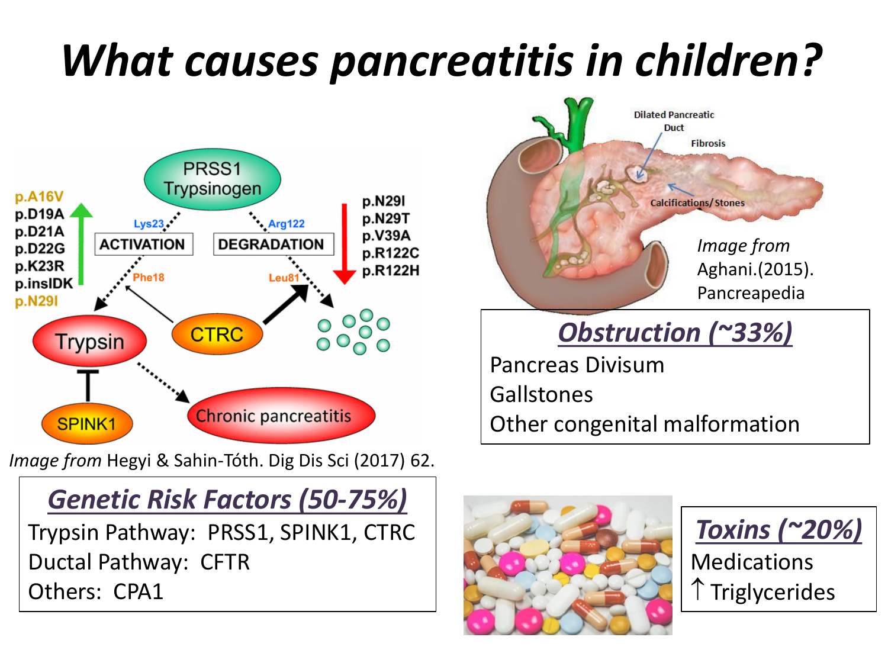# What causes pancreatitis in children?

*Image from* Hegyi & Sahin-Tóth. Dig Dis Sci (2017) 62.

*Image from* Aghani.(2015). Pancreapedia

## Genetic Risk Factors (50-75%)

Trypsin Pathway: PRSS1, SPINK1, CTRC

Ductal Pathway: CFTR

Others: CPA1

## Obstruction (~33%)

Pancreas Divisum

Gallstones

Other congenital malformation

## Toxins (~20%)

Medications

↑ Triglycerides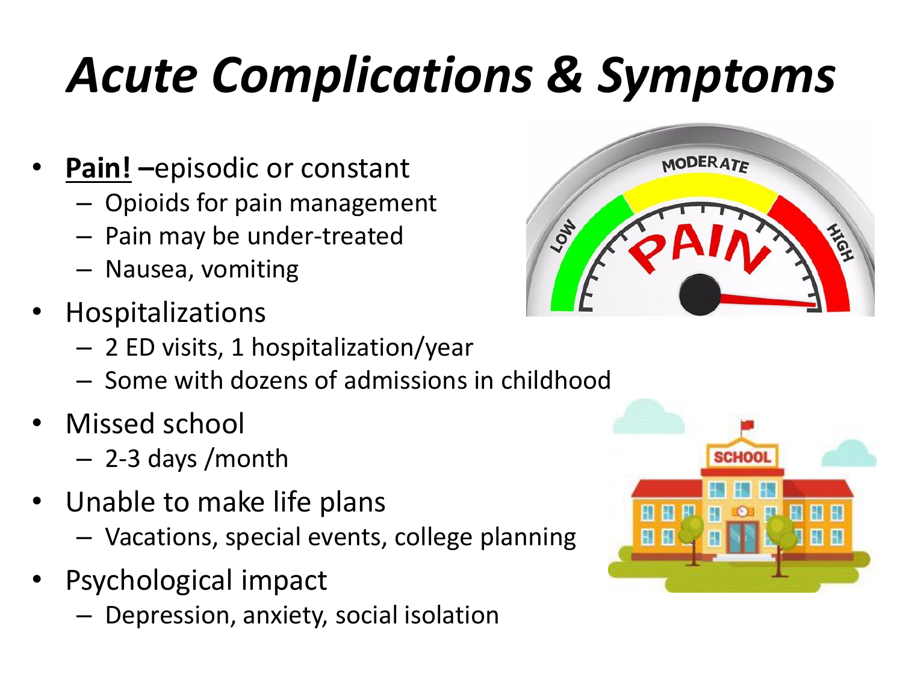# *Acute Complications & Symptoms*

- **<u>Pain!</u> –**episodic or constant
  - Opioids for pain management
  - Pain may be under-treated
  - Nausea, vomiting
- Hospitalizations
  - 2 ED visits, 1 hospitalization/year
  - Some with dozens of admissions in childhood
- Missed school
  - 2-3 days /month
- Unable to make life plans
  - Vacations, special events, college planning
- Psychological impact
  - Depression, anxiety, social isolation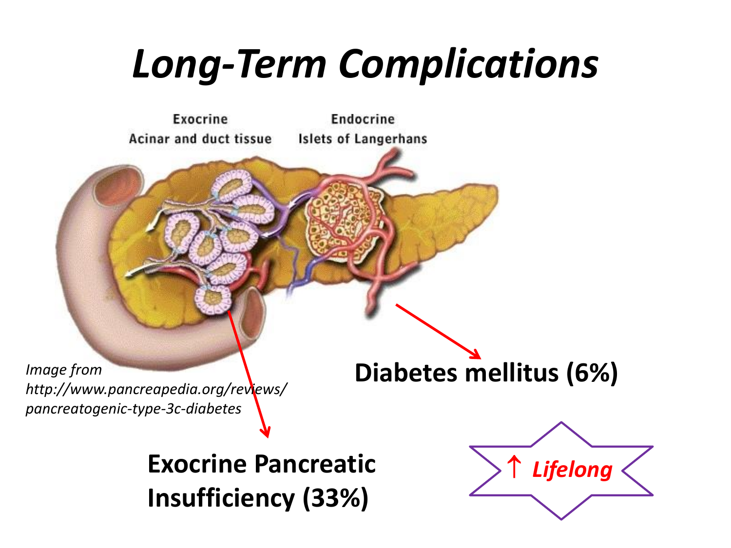# Long-Term Complications

Exocrine
Acinar and duct tissue

Endocrine
Islets of Langerhans

*Image from http://www.pancreapedia.org/reviews/pancreatogenic-type-3c-diabetes*

**Diabetes mellitus (6%)**

**Exocrine Pancreatic Insufficiency (33%)**

↑ *Lifelong*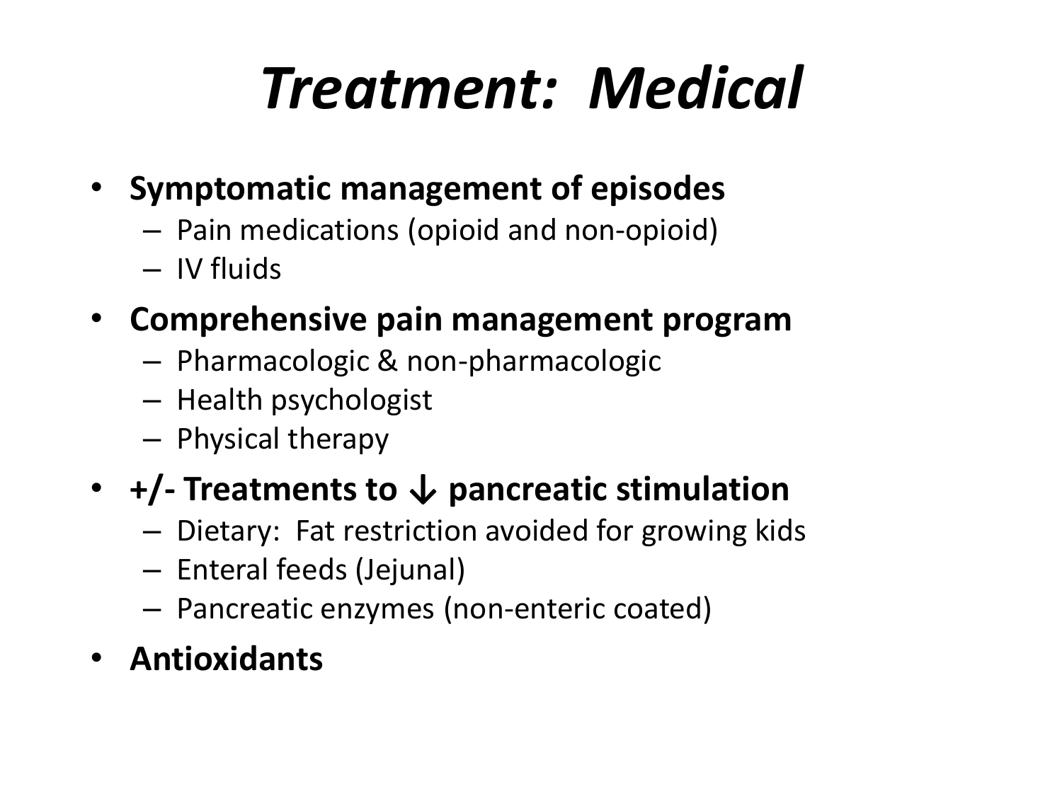# *Treatment: Medical*

- **Symptomatic management of episodes**
  - Pain medications (opioid and non-opioid)
  - IV fluids
- **Comprehensive pain management program**
  - Pharmacologic & non-pharmacologic
  - Health psychologist
  - Physical therapy
- **+/- Treatments to ↓ pancreatic stimulation**
  - Dietary: Fat restriction avoided for growing kids
  - Enteral feeds (Jejunal)
  - Pancreatic enzymes (non-enteric coated)
- **Antioxidants**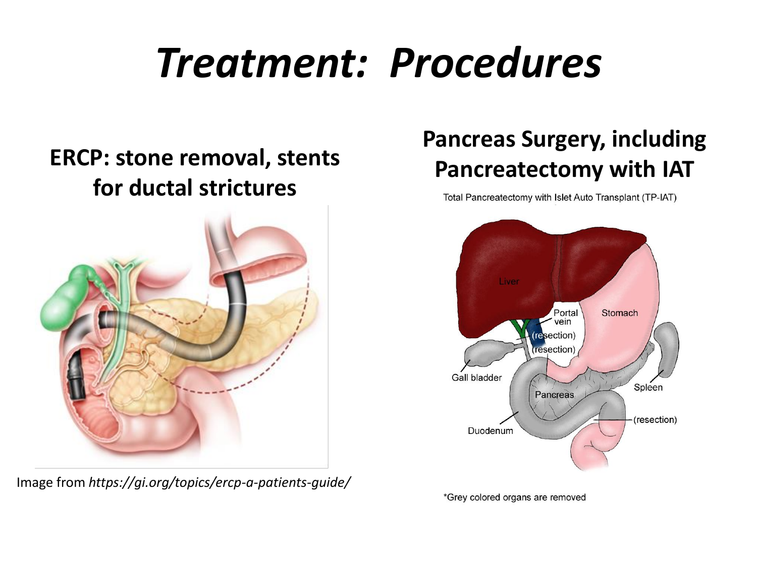# Treatment: Procedures

## ERCP: stone removal, stents for ductal strictures

Image from *https://gi.org/topics/ercp-a-patients-guide/*

## Pancreas Surgery, including Pancreatectomy with IAT

Total Pancreatectomy with Islet Auto Transplant (TP-IAT)

*Grey colored organs are removed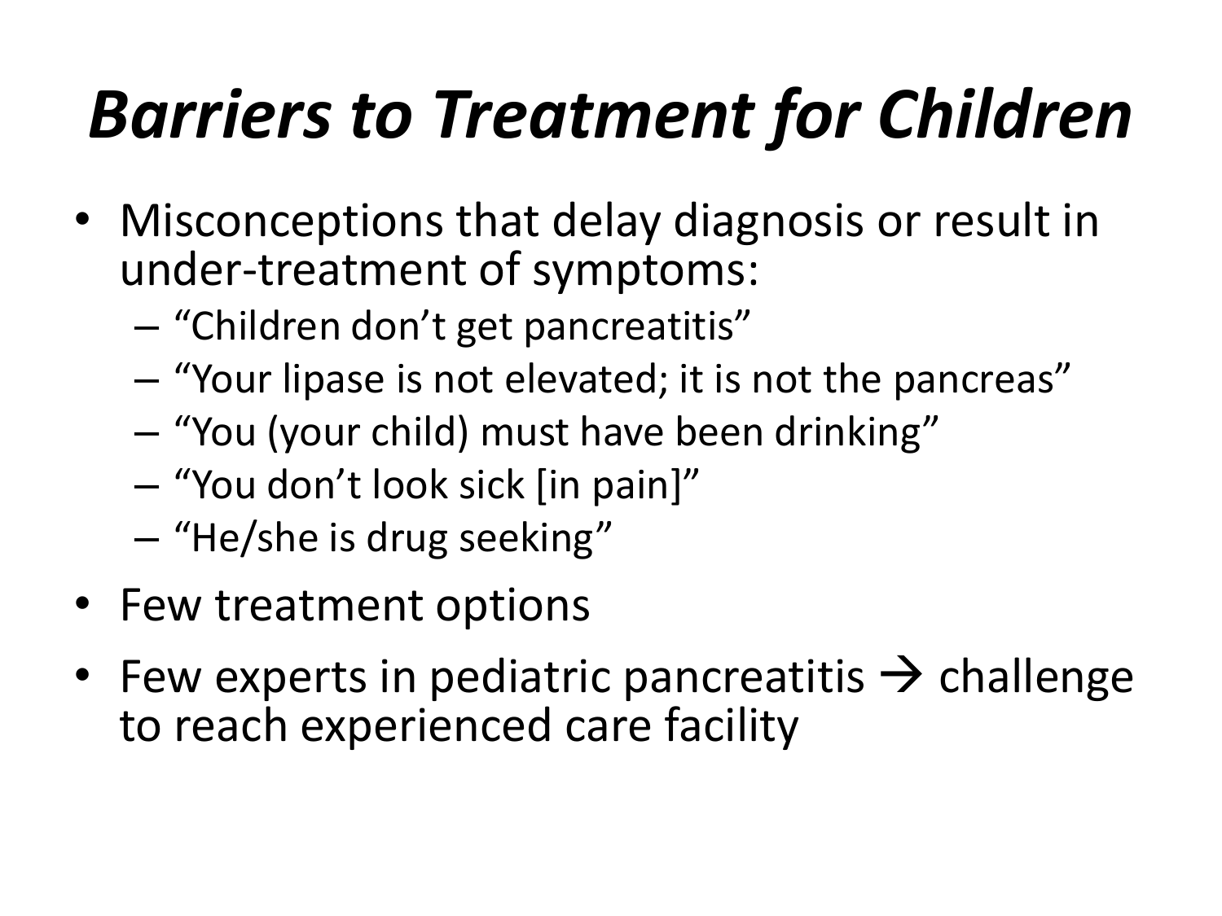# *Barriers to Treatment for Children*

- Misconceptions that delay diagnosis or result in under-treatment of symptoms:
  - "Children don't get pancreatitis"
  - "Your lipase is not elevated; it is not the pancreas"
  - "You (your child) must have been drinking"
  - "You don't look sick [in pain]"
  - "He/she is drug seeking"
- Few treatment options
- Few experts in pediatric pancreatitis → challenge to reach experienced care facility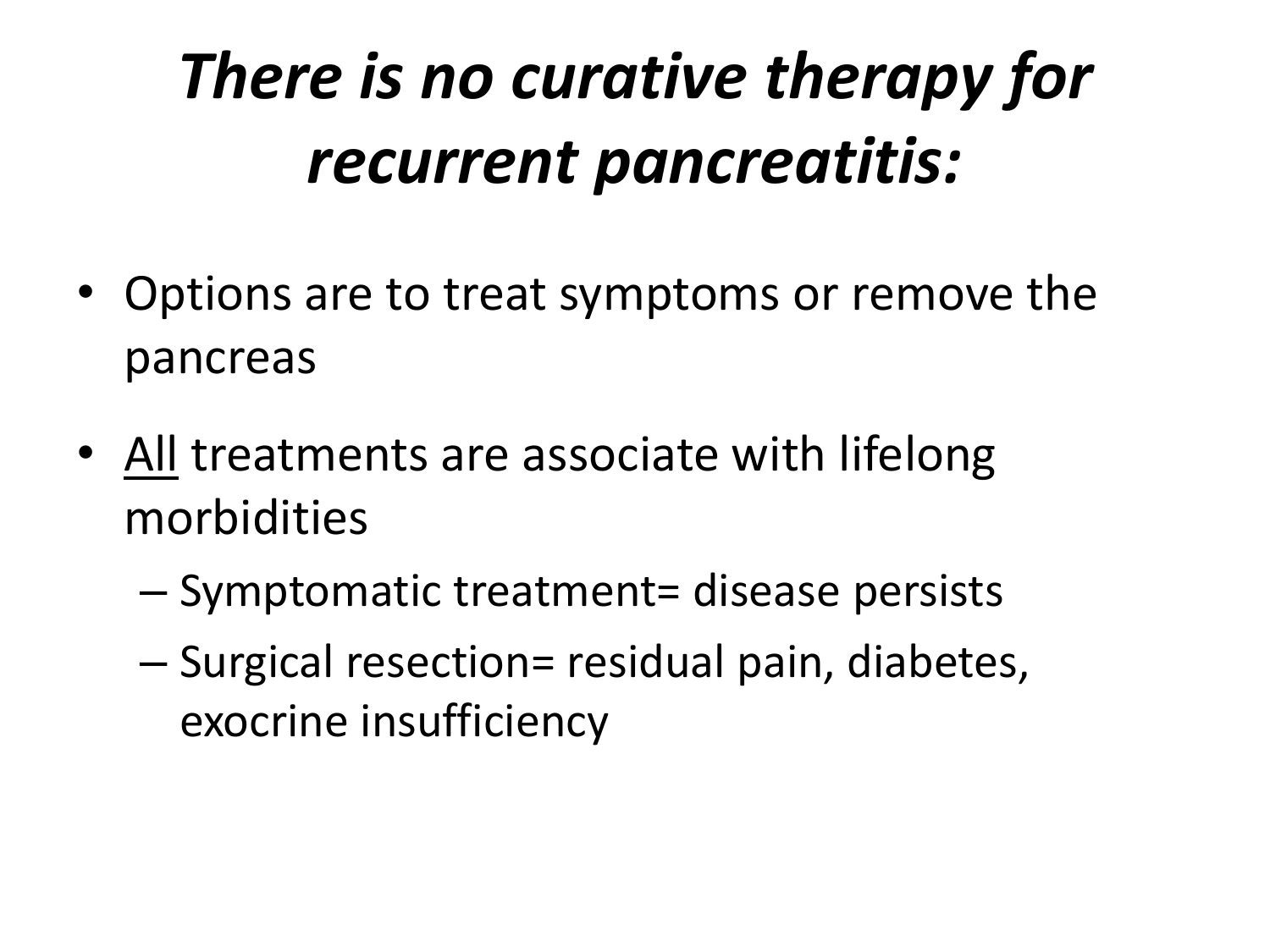# *There is no curative therapy for recurrent pancreatitis:*

- Options are to treat symptoms or remove the pancreas
- <u>All</u> treatments are associate with lifelong morbidities
  - Symptomatic treatment= disease persists
  - Surgical resection= residual pain, diabetes, exocrine insufficiency